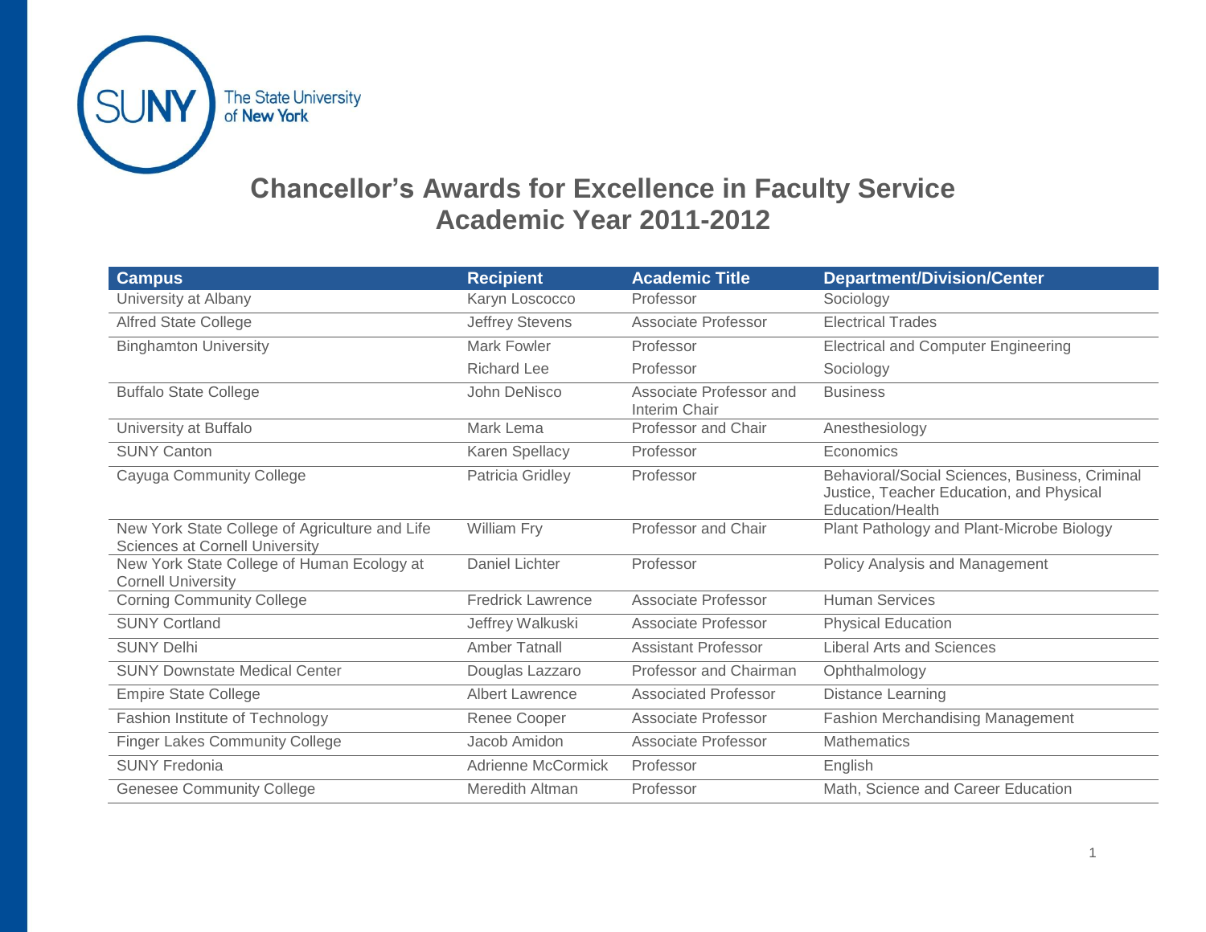The State University of New York

# Chancellor's Awards for Excellence in Faculty Service
## Academic Year 2011-2012

| Campus | Recipient | Academic Title | Department/Division/Center |
|---|---|---|---|
| University at Albany | Karyn Loscocco | Professor | Sociology |
| Alfred State College | Jeffrey Stevens | Associate Professor | Electrical Trades |
| Binghamton University | Mark Fowler | Professor | Electrical and Computer Engineering |
| | Richard Lee | Professor | Sociology |
| Buffalo State College | John DeNisco | Associate Professor and Interim Chair | Business |
| University at Buffalo | Mark Lema | Professor and Chair | Anesthesiology |
| SUNY Canton | Karen Spellacy | Professor | Economics |
| Cayuga Community College | Patricia Gridley | Professor | Behavioral/Social Sciences, Business, Criminal Justice, Teacher Education, and Physical Education/Health |
| New York State College of Agriculture and Life Sciences at Cornell University | William Fry | Professor and Chair | Plant Pathology and Plant-Microbe Biology |
| New York State College of Human Ecology at Cornell University | Daniel Lichter | Professor | Policy Analysis and Management |
| Corning Community College | Fredrick Lawrence | Associate Professor | Human Services |
| SUNY Cortland | Jeffrey Walkuski | Associate Professor | Physical Education |
| SUNY Delhi | Amber Tatnall | Assistant Professor | Liberal Arts and Sciences |
| SUNY Downstate Medical Center | Douglas Lazzaro | Professor and Chairman | Ophthalmology |
| Empire State College | Albert Lawrence | Associated Professor | Distance Learning |
| Fashion Institute of Technology | Renee Cooper | Associate Professor | Fashion Merchandising Management |
| Finger Lakes Community College | Jacob Amidon | Associate Professor | Mathematics |
| SUNY Fredonia | Adrienne McCormick | Professor | English |
| Genesee Community College | Meredith Altman | Professor | Math, Science and Career Education |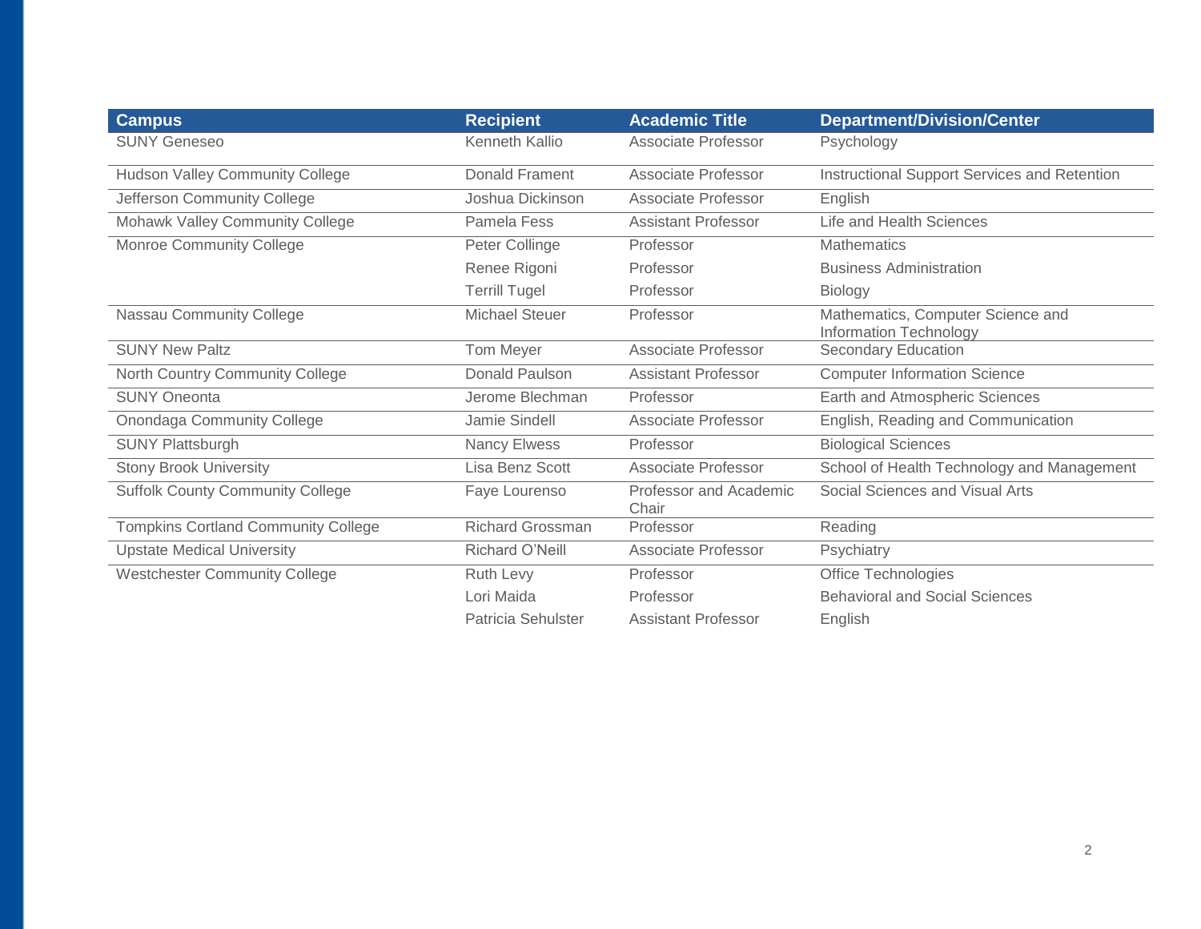| Campus | Recipient | Academic Title | Department/Division/Center |
|---|---|---|---|
| SUNY Geneseo | Kenneth Kallio | Associate Professor | Psychology |
| Hudson Valley Community College | Donald Frament | Associate Professor | Instructional Support Services and Retention |
| Jefferson Community College | Joshua Dickinson | Associate Professor | English |
| Mohawk Valley Community College | Pamela Fess | Assistant Professor | Life and Health Sciences |
| Monroe Community College | Peter Collinge | Professor | Mathematics |
| | Renee Rigoni | Professor | Business Administration |
| | Terrill Tugel | Professor | Biology |
| Nassau Community College | Michael Steuer | Professor | Mathematics, Computer Science and Information Technology |
| SUNY New Paltz | Tom Meyer | Associate Professor | Secondary Education |
| North Country Community College | Donald Paulson | Assistant Professor | Computer Information Science |
| SUNY Oneonta | Jerome Blechman | Professor | Earth and Atmospheric Sciences |
| Onondaga Community College | Jamie Sindell | Associate Professor | English, Reading and Communication |
| SUNY Plattsburgh | Nancy Elwess | Professor | Biological Sciences |
| Stony Brook University | Lisa Benz Scott | Associate Professor | School of Health Technology and Management |
| Suffolk County Community College | Faye Lourenso | Professor and Academic Chair | Social Sciences and Visual Arts |
| Tompkins Cortland Community College | Richard Grossman | Professor | Reading |
| Upstate Medical University | Richard O'Neill | Associate Professor | Psychiatry |
| Westchester Community College | Ruth Levy | Professor | Office Technologies |
| | Lori Maida | Professor | Behavioral and Social Sciences |
| | Patricia Sehulster | Assistant Professor | English |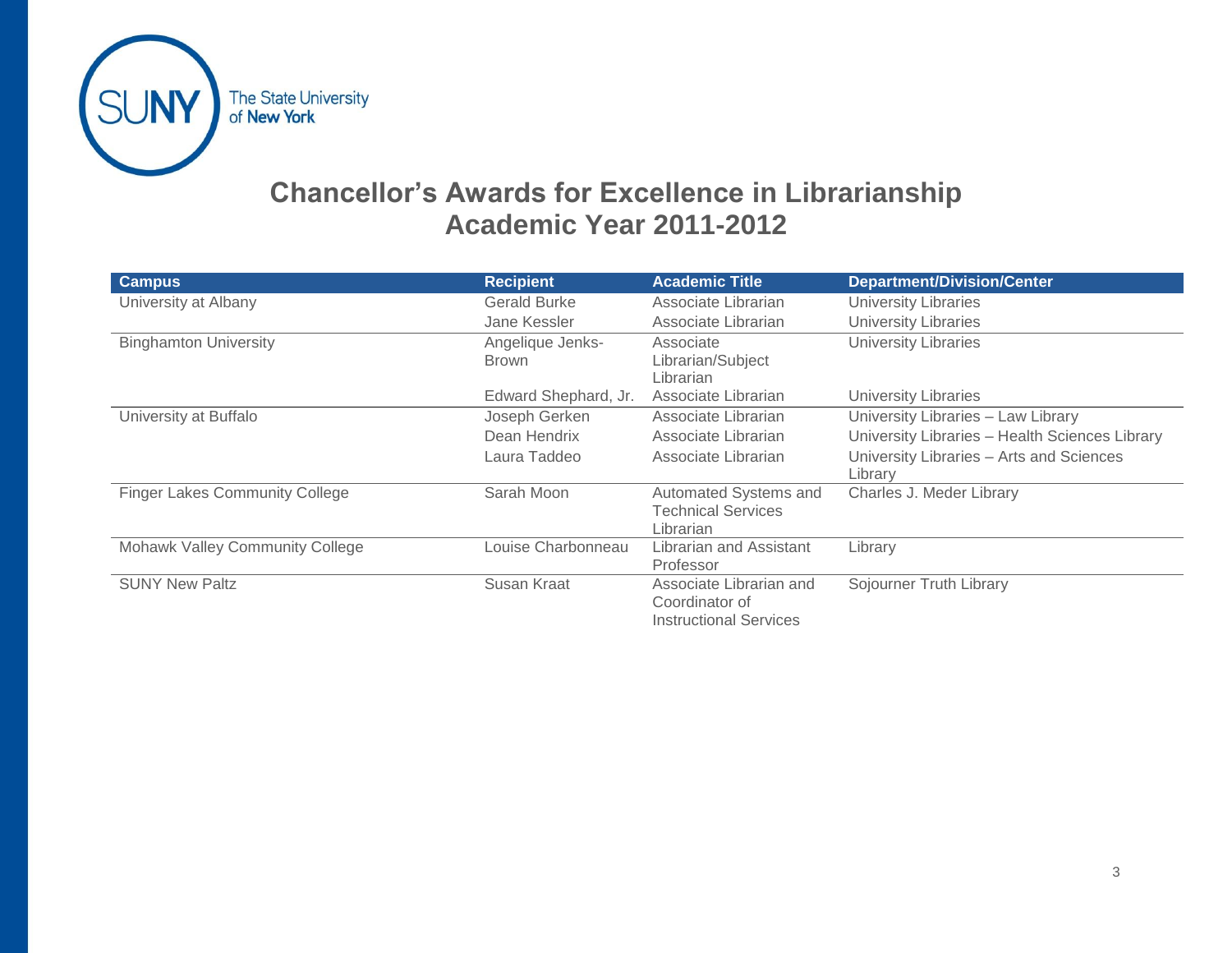# Chancellor's Awards for Excellence in Librarianship
## Academic Year 2011-2012

| Campus | Recipient | Academic Title | Department/Division/Center |
|---|---|---|---|
| University at Albany | Gerald Burke | Associate Librarian | University Libraries |
| | Jane Kessler | Associate Librarian | University Libraries |
| Binghamton University | Angelique Jenks-Brown | Associate Librarian/Subject Librarian | University Libraries |
| | Edward Shephard, Jr. | Associate Librarian | University Libraries |
| University at Buffalo | Joseph Gerken | Associate Librarian | University Libraries – Law Library |
| | Dean Hendrix | Associate Librarian | University Libraries – Health Sciences Library |
| | Laura Taddeo | Associate Librarian | University Libraries – Arts and Sciences Library |
| Finger Lakes Community College | Sarah Moon | Automated Systems and Technical Services Librarian | Charles J. Meder Library |
| Mohawk Valley Community College | Louise Charbonneau | Librarian and Assistant Professor | Library |
| SUNY New Paltz | Susan Kraat | Associate Librarian and Coordinator of Instructional Services | Sojourner Truth Library |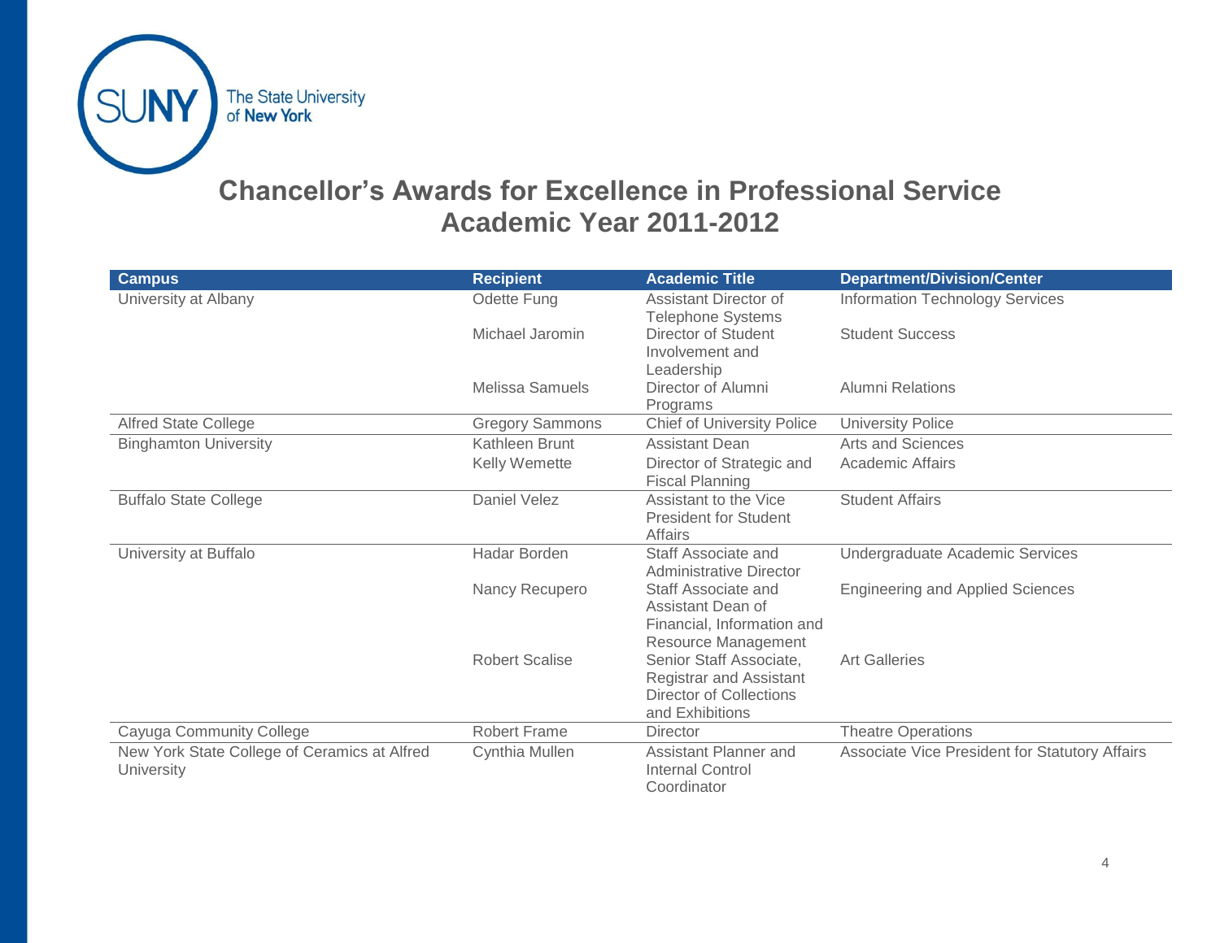# Chancellor's Awards for Excellence in Professional Service
## Academic Year 2011-2012

| Campus | Recipient | Academic Title | Department/Division/Center |
|---|---|---|---|
| University at Albany | Odette Fung | Assistant Director of Telephone Systems | Information Technology Services |
| | Michael Jaromin | Director of Student Involvement and Leadership | Student Success |
| | Melissa Samuels | Director of Alumni Programs | Alumni Relations |
| Alfred State College | Gregory Sammons | Chief of University Police | University Police |
| Binghamton University | Kathleen Brunt | Assistant Dean | Arts and Sciences |
| | Kelly Wemette | Director of Strategic and Fiscal Planning | Academic Affairs |
| Buffalo State College | Daniel Velez | Assistant to the Vice President for Student Affairs | Student Affairs |
| University at Buffalo | Hadar Borden | Staff Associate and Administrative Director | Undergraduate Academic Services |
| | Nancy Recupero | Staff Associate and Assistant Dean of Financial, Information and Resource Management | Engineering and Applied Sciences |
| | Robert Scalise | Senior Staff Associate, Registrar and Assistant Director of Collections and Exhibitions | Art Galleries |
| Cayuga Community College | Robert Frame | Director | Theatre Operations |
| New York State College of Ceramics at Alfred University | Cynthia Mullen | Assistant Planner and Internal Control Coordinator | Associate Vice President for Statutory Affairs |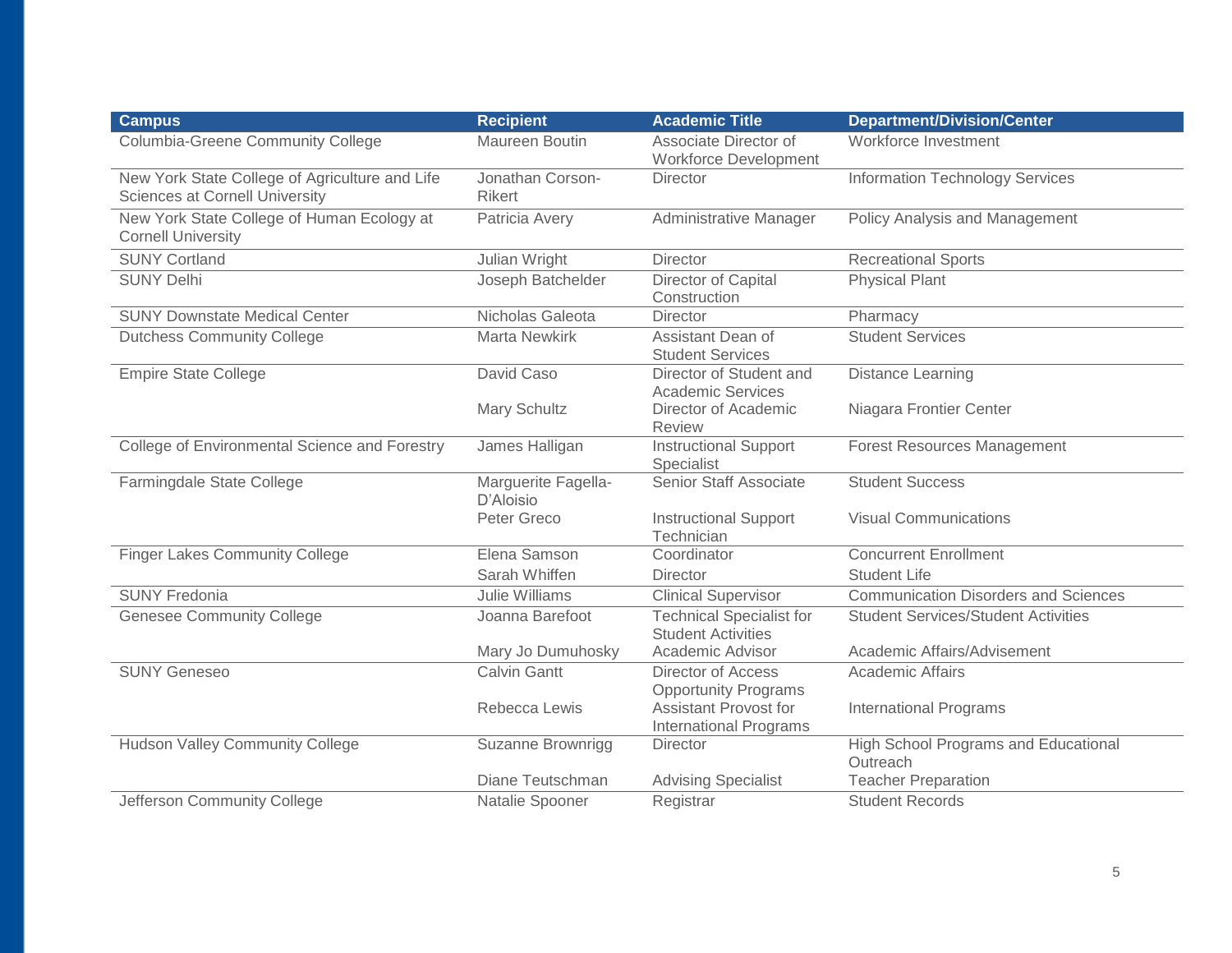| Campus | Recipient | Academic Title | Department/Division/Center |
|---|---|---|---|
| Columbia-Greene Community College | Maureen Boutin | Associate Director of Workforce Development | Workforce Investment |
| New York State College of Agriculture and Life Sciences at Cornell University | Jonathan Corson-Rikert | Director | Information Technology Services |
| New York State College of Human Ecology at Cornell University | Patricia Avery | Administrative Manager | Policy Analysis and Management |
| SUNY Cortland | Julian Wright | Director | Recreational Sports |
| SUNY Delhi | Joseph Batchelder | Director of Capital Construction | Physical Plant |
| SUNY Downstate Medical Center | Nicholas Galeota | Director | Pharmacy |
| Dutchess Community College | Marta Newkirk | Assistant Dean of Student Services | Student Services |
| Empire State College | David Caso | Director of Student and Academic Services | Distance Learning |
| | Mary Schultz | Director of Academic Review | Niagara Frontier Center |
| College of Environmental Science and Forestry | James Halligan | Instructional Support Specialist | Forest Resources Management |
| Farmingdale State College | Marguerite Fagella-D'Aloisio | Senior Staff Associate | Student Success |
| | Peter Greco | Instructional Support Technician | Visual Communications |
| Finger Lakes Community College | Elena Samson | Coordinator | Concurrent Enrollment |
| | Sarah Whiffen | Director | Student Life |
| SUNY Fredonia | Julie Williams | Clinical Supervisor | Communication Disorders and Sciences |
| Genesee Community College | Joanna Barefoot | Technical Specialist for Student Activities | Student Services/Student Activities |
| | Mary Jo Dumuhosky | Academic Advisor | Academic Affairs/Advisement |
| SUNY Geneseo | Calvin Gantt | Director of Access Opportunity Programs | Academic Affairs |
| | Rebecca Lewis | Assistant Provost for International Programs | International Programs |
| Hudson Valley Community College | Suzanne Brownrigg | Director | High School Programs and Educational Outreach |
| | Diane Teutschman | Advising Specialist | Teacher Preparation |
| Jefferson Community College | Natalie Spooner | Registrar | Student Records |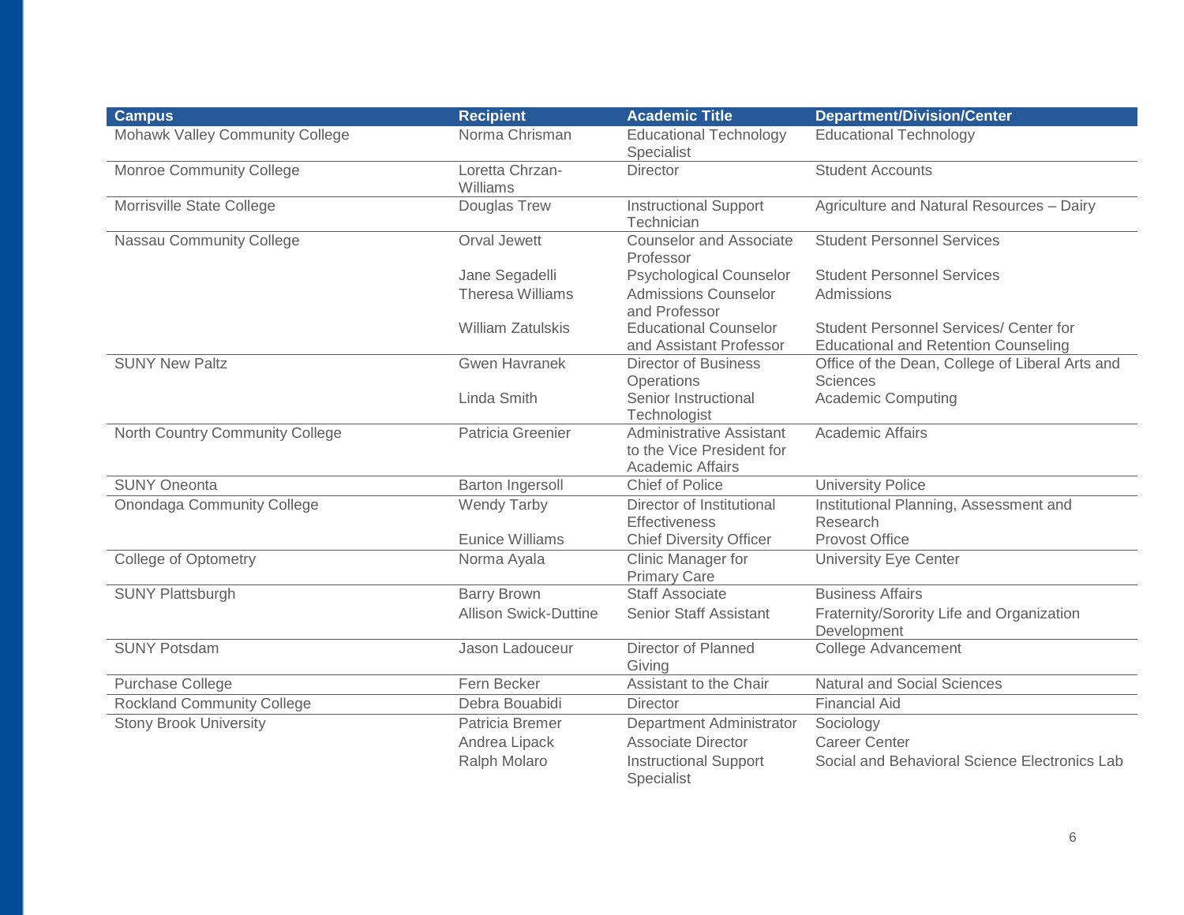| Campus | Recipient | Academic Title | Department/Division/Center |
|---|---|---|---|
| Mohawk Valley Community College | Norma Chrisman | Educational Technology Specialist | Educational Technology |
| Monroe Community College | Loretta Chrzan-Williams | Director | Student Accounts |
| Morrisville State College | Douglas Trew | Instructional Support Technician | Agriculture and Natural Resources – Dairy |
| Nassau Community College | Orval Jewett | Counselor and Associate Professor | Student Personnel Services |
| | Jane Segadelli | Psychological Counselor | Student Personnel Services |
| | Theresa Williams | Admissions Counselor and Professor | Admissions |
| | William Zatulskis | Educational Counselor and Assistant Professor | Student Personnel Services/ Center for Educational and Retention Counseling |
| SUNY New Paltz | Gwen Havranek | Director of Business Operations | Office of the Dean, College of Liberal Arts and Sciences |
| | Linda Smith | Senior Instructional Technologist | Academic Computing |
| North Country Community College | Patricia Greenier | Administrative Assistant to the Vice President for Academic Affairs | Academic Affairs |
| SUNY Oneonta | Barton Ingersoll | Chief of Police | University Police |
| Onondaga Community College | Wendy Tarby | Director of Institutional Effectiveness | Institutional Planning, Assessment and Research |
| | Eunice Williams | Chief Diversity Officer | Provost Office |
| College of Optometry | Norma Ayala | Clinic Manager for Primary Care | University Eye Center |
| SUNY Plattsburgh | Barry Brown | Staff Associate | Business Affairs |
| | Allison Swick-Duttine | Senior Staff Assistant | Fraternity/Sorority Life and Organization Development |
| SUNY Potsdam | Jason Ladouceur | Director of Planned Giving | College Advancement |
| Purchase College | Fern Becker | Assistant to the Chair | Natural and Social Sciences |
| Rockland Community College | Debra Bouabidi | Director | Financial Aid |
| Stony Brook University | Patricia Bremer | Department Administrator | Sociology |
| | Andrea Lipack | Associate Director | Career Center |
| | Ralph Molaro | Instructional Support Specialist | Social and Behavioral Science Electronics Lab |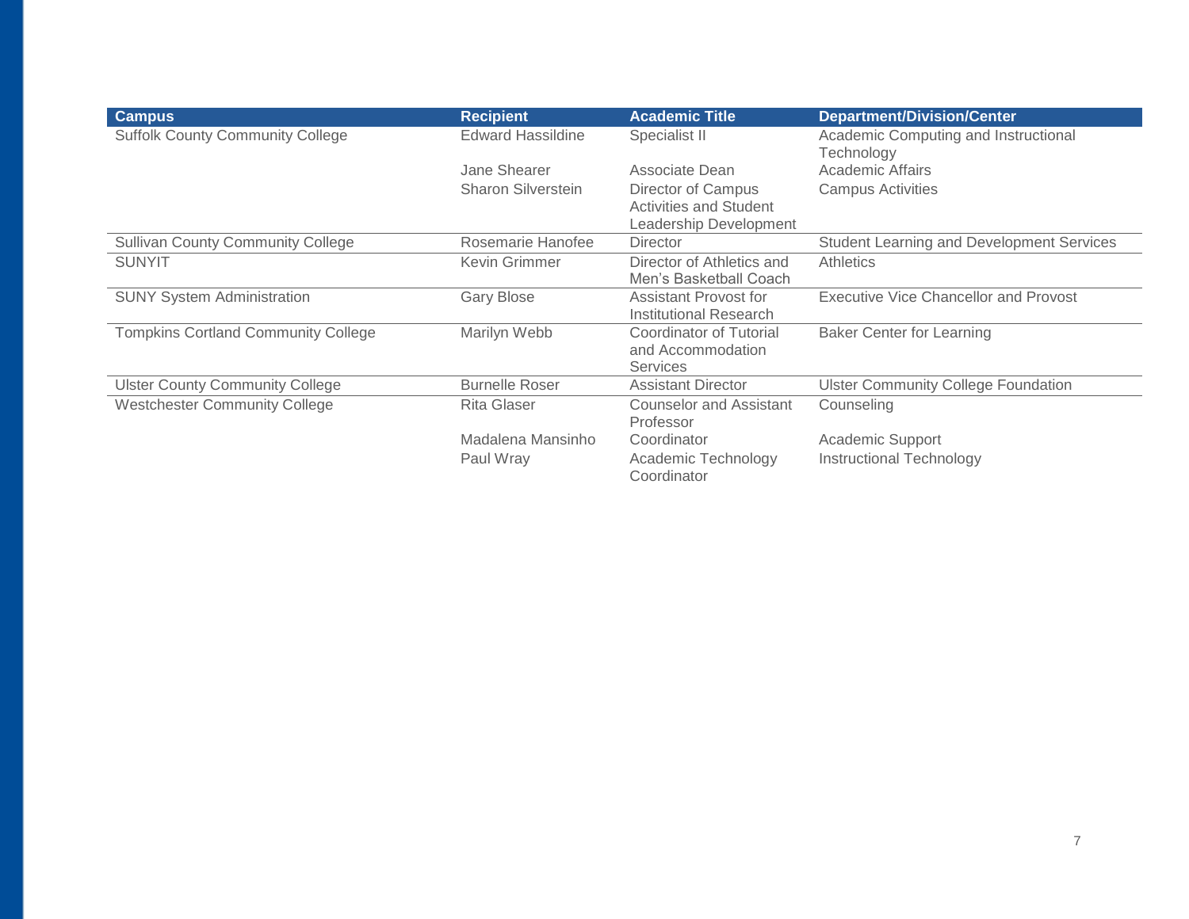| Campus | Recipient | Academic Title | Department/Division/Center |
| --- | --- | --- | --- |
| Suffolk County Community College | Edward Hassildine | Specialist II | Academic Computing and Instructional Technology |
| | Jane Shearer | Associate Dean | Academic Affairs |
| | Sharon Silverstein | Director of Campus Activities and Student Leadership Development | Campus Activities |
| Sullivan County Community College | Rosemarie Hanofee | Director | Student Learning and Development Services |
| SUNYIT | Kevin Grimmer | Director of Athletics and Men's Basketball Coach | Athletics |
| SUNY System Administration | Gary Blose | Assistant Provost for Institutional Research | Executive Vice Chancellor and Provost |
| Tompkins Cortland Community College | Marilyn Webb | Coordinator of Tutorial and Accommodation Services | Baker Center for Learning |
| Ulster County Community College | Burnelle Roser | Assistant Director | Ulster Community College Foundation |
| Westchester Community College | Rita Glaser | Counselor and Assistant Professor | Counseling |
| | Madalena Mansinho | Coordinator | Academic Support |
| | Paul Wray | Academic Technology Coordinator | Instructional Technology |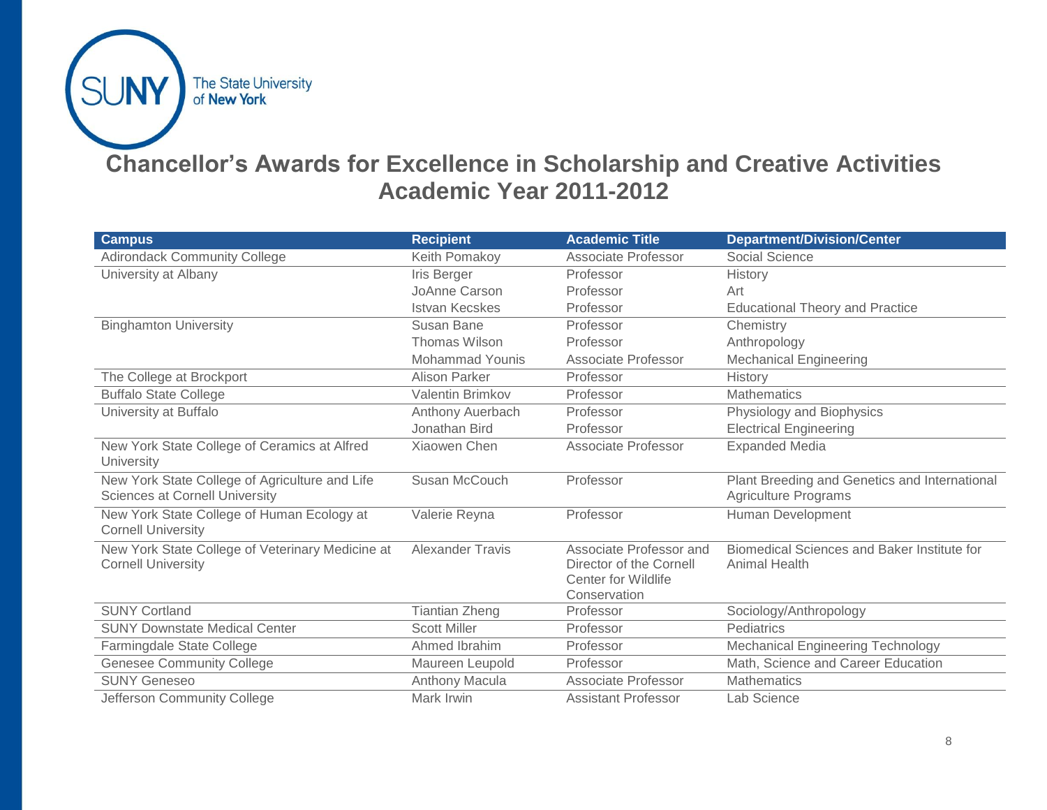## Chancellor's Awards for Excellence in Scholarship and Creative Activities
## Academic Year 2011-2012

| Campus | Recipient | Academic Title | Department/Division/Center |
|---|---|---|---|
| Adirondack Community College | Keith Pomakoy | Associate Professor | Social Science |
| University at Albany | Iris Berger | Professor | History |
| | JoAnne Carson | Professor | Art |
| | Istvan Kecskes | Professor | Educational Theory and Practice |
| Binghamton University | Susan Bane | Professor | Chemistry |
| | Thomas Wilson | Professor | Anthropology |
| | Mohammad Younis | Associate Professor | Mechanical Engineering |
| The College at Brockport | Alison Parker | Professor | History |
| Buffalo State College | Valentin Brimkov | Professor | Mathematics |
| University at Buffalo | Anthony Auerbach | Professor | Physiology and Biophysics |
| | Jonathan Bird | Professor | Electrical Engineering |
| New York State College of Ceramics at Alfred University | Xiaowen Chen | Associate Professor | Expanded Media |
| New York State College of Agriculture and Life Sciences at Cornell University | Susan McCouch | Professor | Plant Breeding and Genetics and International Agriculture Programs |
| New York State College of Human Ecology at Cornell University | Valerie Reyna | Professor | Human Development |
| New York State College of Veterinary Medicine at Cornell University | Alexander Travis | Associate Professor and Director of the Cornell Center for Wildlife Conservation | Biomedical Sciences and Baker Institute for Animal Health |
| SUNY Cortland | Tiantian Zheng | Professor | Sociology/Anthropology |
| SUNY Downstate Medical Center | Scott Miller | Professor | Pediatrics |
| Farmingdale State College | Ahmed Ibrahim | Professor | Mechanical Engineering Technology |
| Genesee Community College | Maureen Leupold | Professor | Math, Science and Career Education |
| SUNY Geneseo | Anthony Macula | Associate Professor | Mathematics |
| Jefferson Community College | Mark Irwin | Assistant Professor | Lab Science |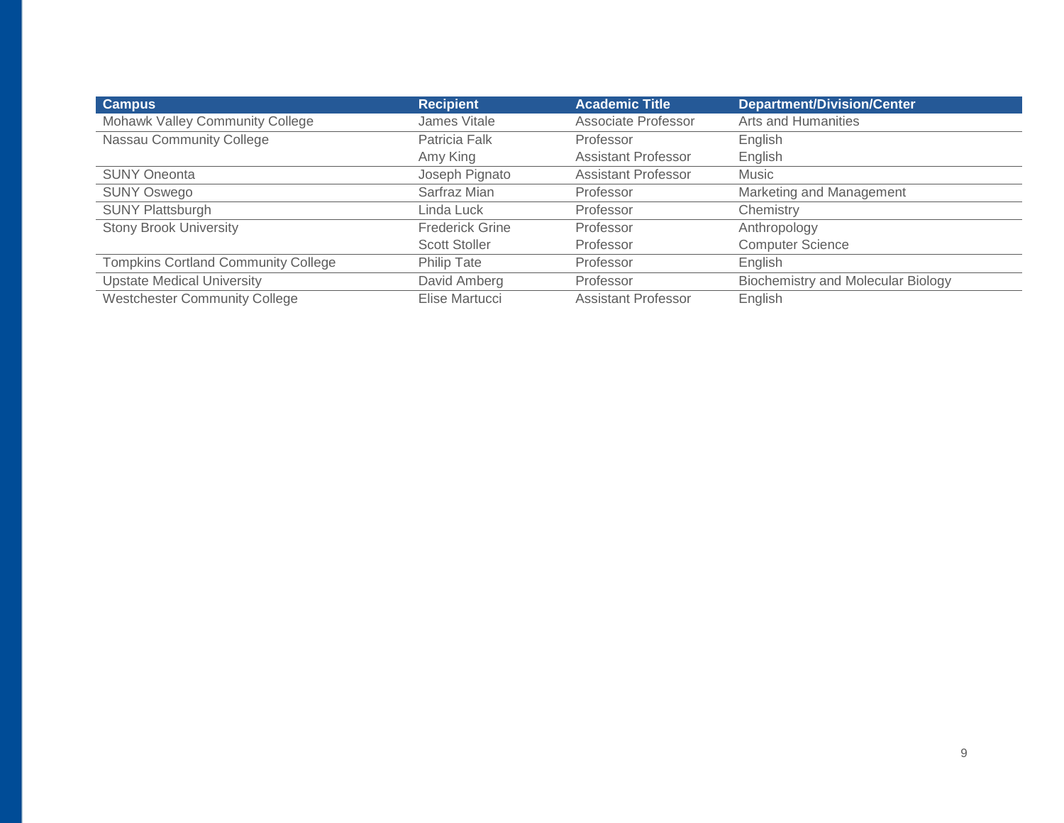| Campus | Recipient | Academic Title | Department/Division/Center |
|---|---|---|---|
| Mohawk Valley Community College | James Vitale | Associate Professor | Arts and Humanities |
| Nassau Community College | Patricia Falk | Professor | English |
| | Amy King | Assistant Professor | English |
| SUNY Oneonta | Joseph Pignato | Assistant Professor | Music |
| SUNY Oswego | Sarfraz Mian | Professor | Marketing and Management |
| SUNY Plattsburgh | Linda Luck | Professor | Chemistry |
| Stony Brook University | Frederick Grine | Professor | Anthropology |
| | Scott Stoller | Professor | Computer Science |
| Tompkins Cortland Community College | Philip Tate | Professor | English |
| Upstate Medical University | David Amberg | Professor | Biochemistry and Molecular Biology |
| Westchester Community College | Elise Martucci | Assistant Professor | English |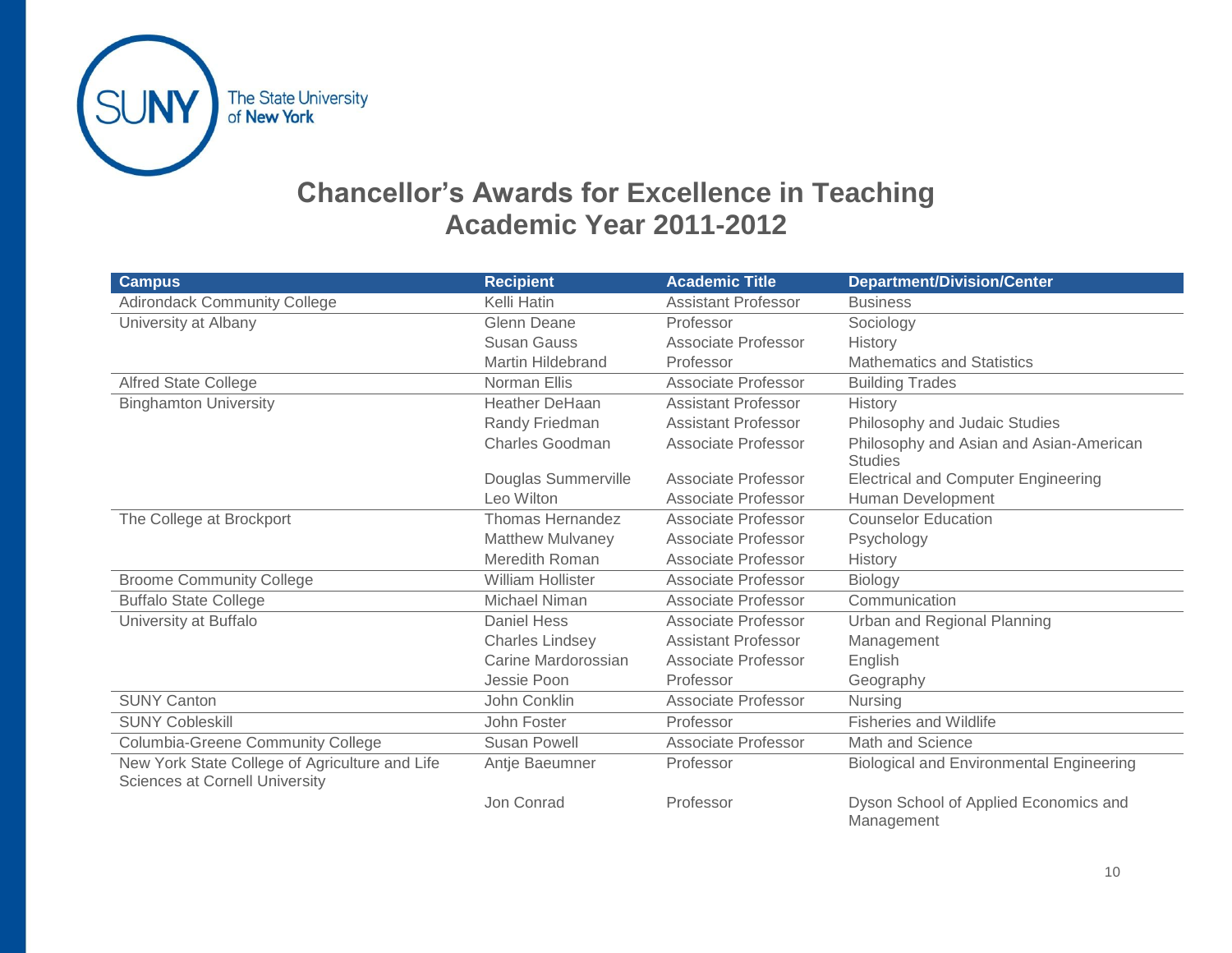# Chancellor's Awards for Excellence in Teaching
## Academic Year 2011-2012

| Campus | Recipient | Academic Title | Department/Division/Center |
|---|---|---|---|
| Adirondack Community College | Kelli Hatin | Assistant Professor | Business |
| University at Albany | Glenn Deane | Professor | Sociology |
| | Susan Gauss | Associate Professor | History |
| | Martin Hildebrand | Professor | Mathematics and Statistics |
| Alfred State College | Norman Ellis | Associate Professor | Building Trades |
| Binghamton University | Heather DeHaan | Assistant Professor | History |
| | Randy Friedman | Assistant Professor | Philosophy and Judaic Studies |
| | Charles Goodman | Associate Professor | Philosophy and Asian and Asian-American Studies |
| | Douglas Summerville | Associate Professor | Electrical and Computer Engineering |
| | Leo Wilton | Associate Professor | Human Development |
| The College at Brockport | Thomas Hernandez | Associate Professor | Counselor Education |
| | Matthew Mulvaney | Associate Professor | Psychology |
| | Meredith Roman | Associate Professor | History |
| Broome Community College | William Hollister | Associate Professor | Biology |
| Buffalo State College | Michael Niman | Associate Professor | Communication |
| University at Buffalo | Daniel Hess | Associate Professor | Urban and Regional Planning |
| | Charles Lindsey | Assistant Professor | Management |
| | Carine Mardorossian | Associate Professor | English |
| | Jessie Poon | Professor | Geography |
| SUNY Canton | John Conklin | Associate Professor | Nursing |
| SUNY Cobleskill | John Foster | Professor | Fisheries and Wildlife |
| Columbia-Greene Community College | Susan Powell | Associate Professor | Math and Science |
| New York State College of Agriculture and Life Sciences at Cornell University | Antje Baeumner | Professor | Biological and Environmental Engineering |
| | Jon Conrad | Professor | Dyson School of Applied Economics and Management |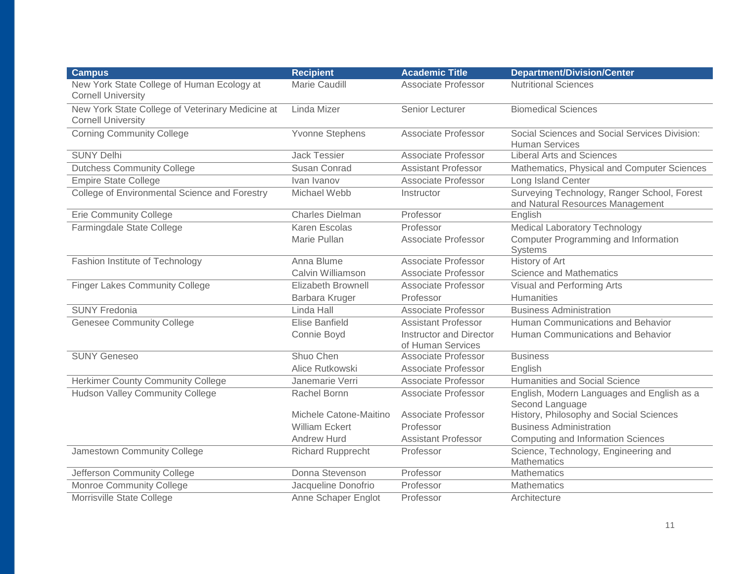| Campus | Recipient | Academic Title | Department/Division/Center |
| --- | --- | --- | --- |
| New York State College of Human Ecology at Cornell University | Marie Caudill | Associate Professor | Nutritional Sciences |
| New York State College of Veterinary Medicine at Cornell University | Linda Mizer | Senior Lecturer | Biomedical Sciences |
| Corning Community College | Yvonne Stephens | Associate Professor | Social Sciences and Social Services Division: Human Services |
| SUNY Delhi | Jack Tessier | Associate Professor | Liberal Arts and Sciences |
| Dutchess Community College | Susan Conrad | Assistant Professor | Mathematics, Physical and Computer Sciences |
| Empire State College | Ivan Ivanov | Associate Professor | Long Island Center |
| College of Environmental Science and Forestry | Michael Webb | Instructor | Surveying Technology, Ranger School, Forest and Natural Resources Management |
| Erie Community College | Charles Dielman | Professor | English |
| Farmingdale State College | Karen Escolas | Professor | Medical Laboratory Technology |
| | Marie Pullan | Associate Professor | Computer Programming and Information Systems |
| Fashion Institute of Technology | Anna Blume | Associate Professor | History of Art |
| | Calvin Williamson | Associate Professor | Science and Mathematics |
| Finger Lakes Community College | Elizabeth Brownell | Associate Professor | Visual and Performing Arts |
| | Barbara Kruger | Professor | Humanities |
| SUNY Fredonia | Linda Hall | Associate Professor | Business Administration |
| Genesee Community College | Elise Banfield | Assistant Professor | Human Communications and Behavior |
| | Connie Boyd | Instructor and Director of Human Services | Human Communications and Behavior |
| SUNY Geneseo | Shuo Chen | Associate Professor | Business |
| | Alice Rutkowski | Associate Professor | English |
| Herkimer County Community College | Janemarie Verri | Associate Professor | Humanities and Social Science |
| Hudson Valley Community College | Rachel Bornn | Associate Professor | English, Modern Languages and English as a Second Language |
| | Michele Catone-Maitino | Associate Professor | History, Philosophy and Social Sciences |
| | William Eckert | Professor | Business Administration |
| | Andrew Hurd | Assistant Professor | Computing and Information Sciences |
| Jamestown Community College | Richard Rupprecht | Professor | Science, Technology, Engineering and Mathematics |
| Jefferson Community College | Donna Stevenson | Professor | Mathematics |
| Monroe Community College | Jacqueline Donofrio | Professor | Mathematics |
| Morrisville State College | Anne Schaper Englot | Professor | Architecture |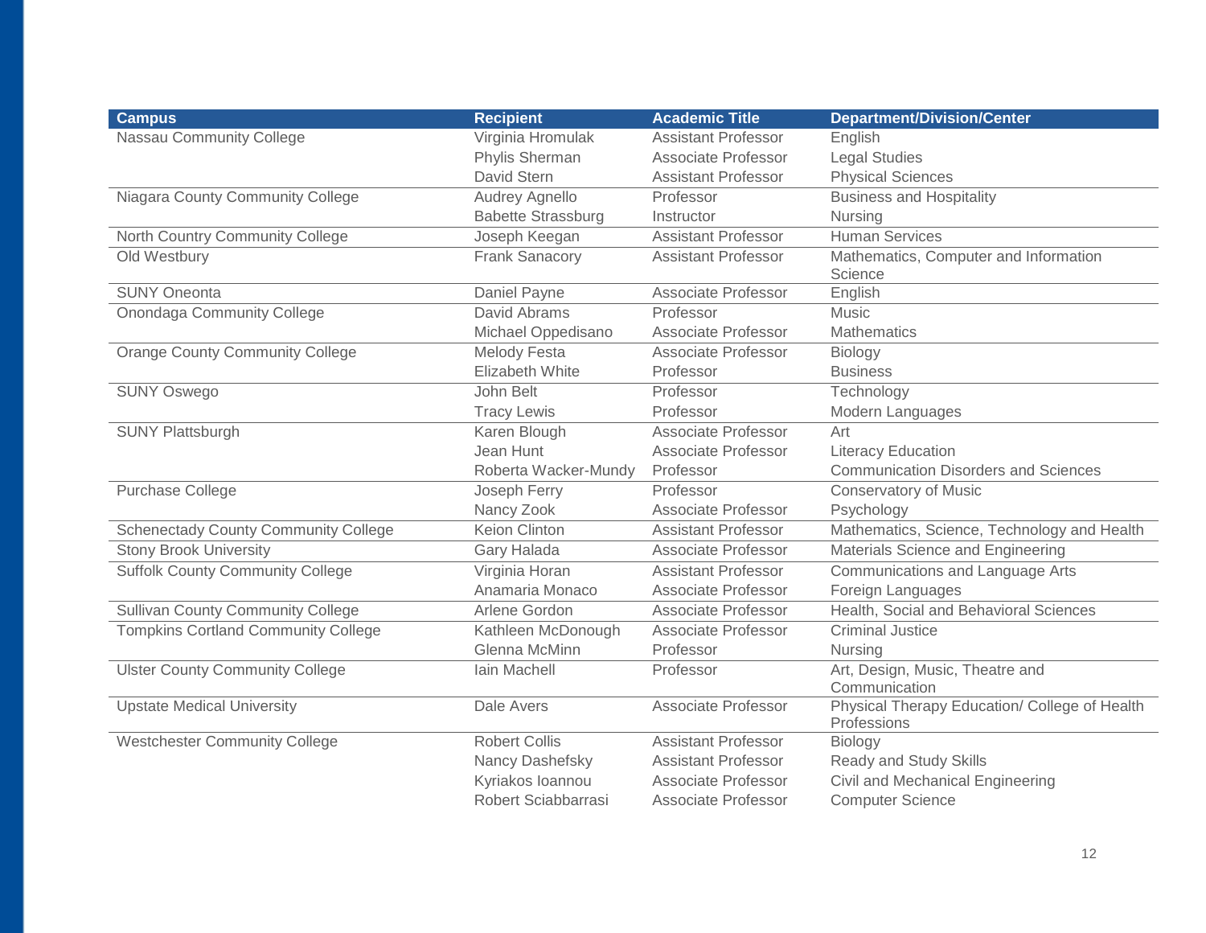| Campus | Recipient | Academic Title | Department/Division/Center |
|---|---|---|---|
| Nassau Community College | Virginia Hromulak | Assistant Professor | English |
| | Phylis Sherman | Associate Professor | Legal Studies |
| | David Stern | Assistant Professor | Physical Sciences |
| Niagara County Community College | Audrey Agnello | Professor | Business and Hospitality |
| | Babette Strassburg | Instructor | Nursing |
| North Country Community College | Joseph Keegan | Assistant Professor | Human Services |
| Old Westbury | Frank Sanacory | Assistant Professor | Mathematics, Computer and Information Science |
| SUNY Oneonta | Daniel Payne | Associate Professor | English |
| Onondaga Community College | David Abrams | Professor | Music |
| | Michael Oppedisano | Associate Professor | Mathematics |
| Orange County Community College | Melody Festa | Associate Professor | Biology |
| | Elizabeth White | Professor | Business |
| SUNY Oswego | John Belt | Professor | Technology |
| | Tracy Lewis | Professor | Modern Languages |
| SUNY Plattsburgh | Karen Blough | Associate Professor | Art |
| | Jean Hunt | Associate Professor | Literacy Education |
| | Roberta Wacker-Mundy | Professor | Communication Disorders and Sciences |
| Purchase College | Joseph Ferry | Professor | Conservatory of Music |
| | Nancy Zook | Associate Professor | Psychology |
| Schenectady County Community College | Keion Clinton | Assistant Professor | Mathematics, Science, Technology and Health |
| Stony Brook University | Gary Halada | Associate Professor | Materials Science and Engineering |
| Suffolk County Community College | Virginia Horan | Assistant Professor | Communications and Language Arts |
| | Anamaria Monaco | Associate Professor | Foreign Languages |
| Sullivan County Community College | Arlene Gordon | Associate Professor | Health, Social and Behavioral Sciences |
| Tompkins Cortland Community College | Kathleen McDonough | Associate Professor | Criminal Justice |
| | Glenna McMinn | Professor | Nursing |
| Ulster County Community College | Iain Machell | Professor | Art, Design, Music, Theatre and Communication |
| Upstate Medical University | Dale Avers | Associate Professor | Physical Therapy Education/ College of Health Professions |
| Westchester Community College | Robert Collis | Assistant Professor | Biology |
| | Nancy Dashefsky | Assistant Professor | Ready and Study Skills |
| | Kyriakos Ioannou | Associate Professor | Civil and Mechanical Engineering |
| | Robert Sciabbarrasi | Associate Professor | Computer Science |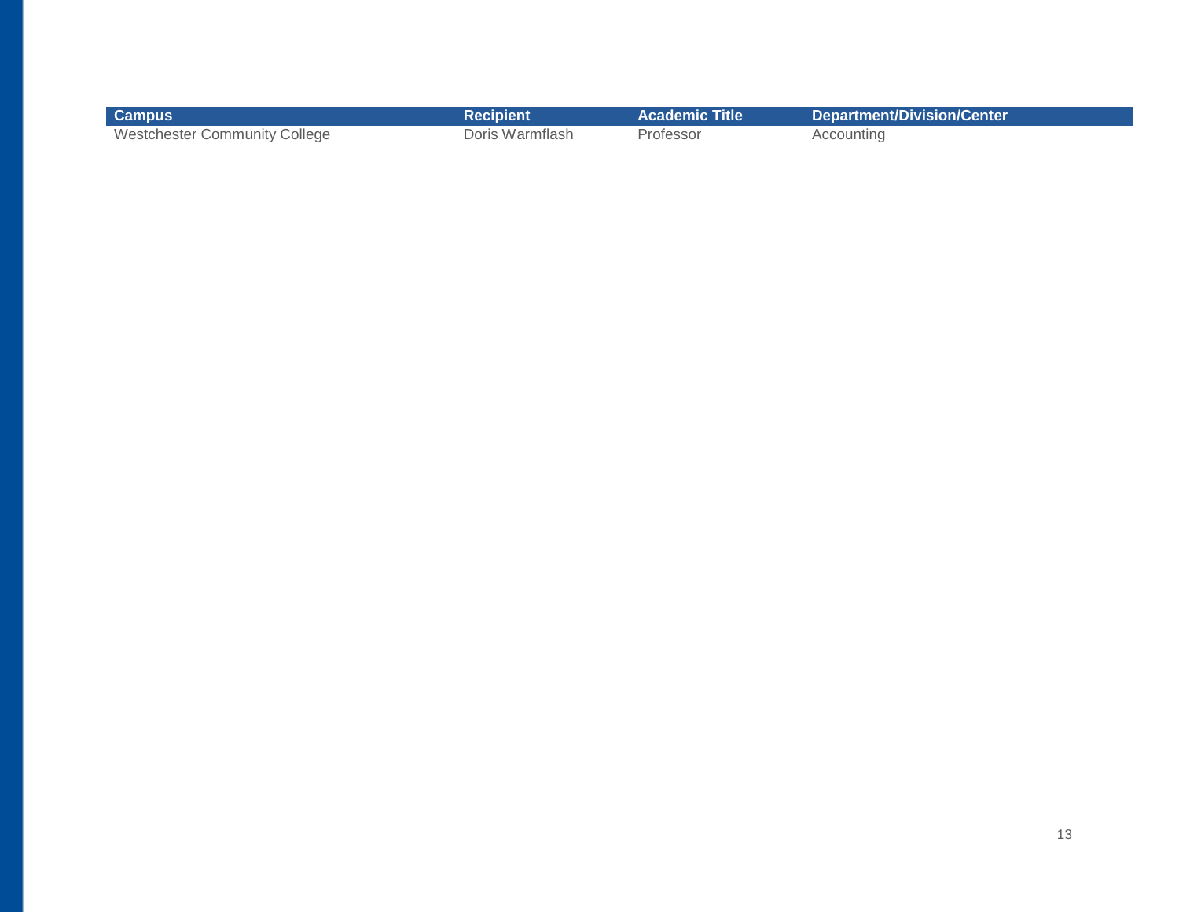| Campus | Recipient | Academic Title | Department/Division/Center |
| --- | --- | --- | --- |
| Westchester Community College | Doris Warmflash | Professor | Accounting |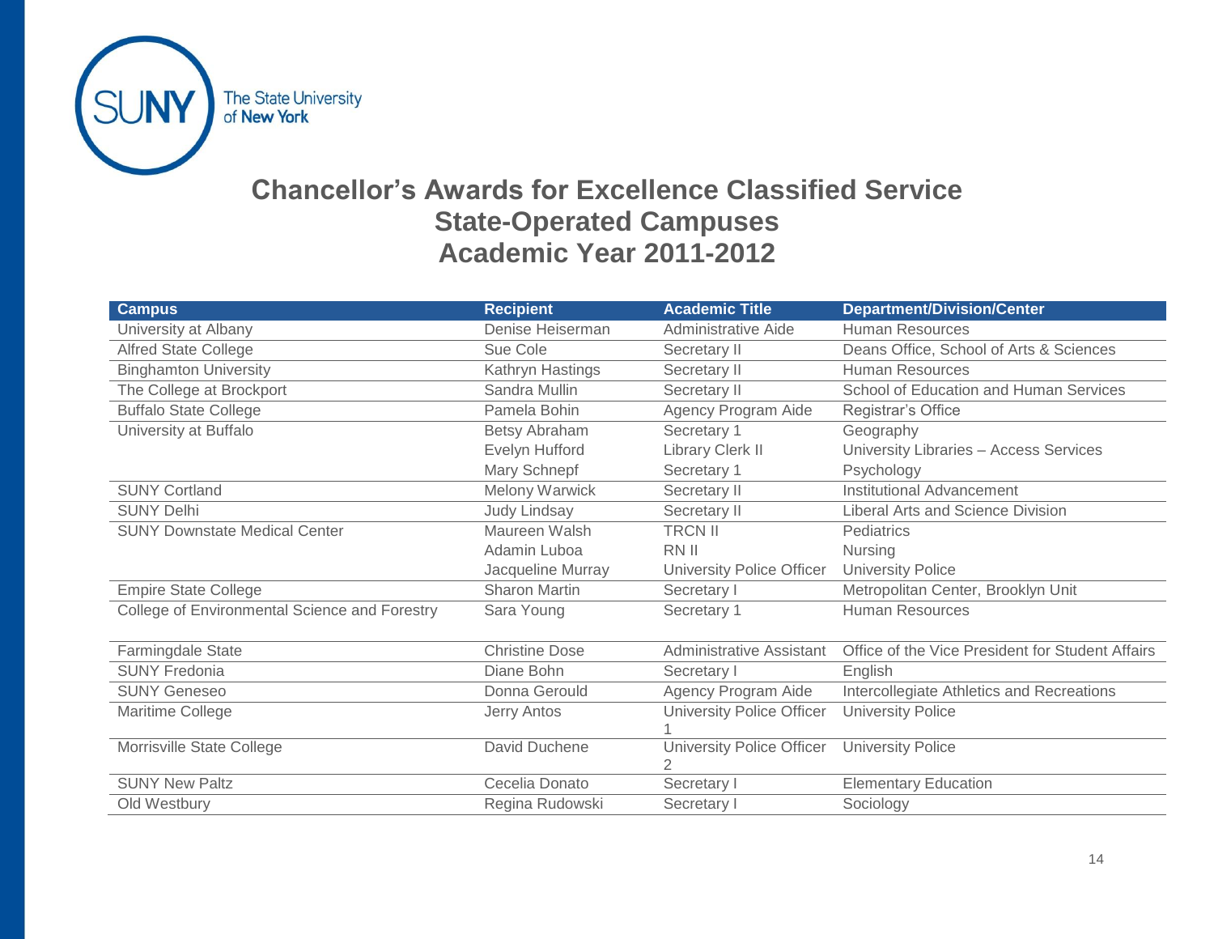## Chancellor's Awards for Excellence Classified Service
## State-Operated Campuses
## Academic Year 2011-2012

| Campus | Recipient | Academic Title | Department/Division/Center |
|---|---|---|---|
| University at Albany | Denise Heiserman | Administrative Aide | Human Resources |
| Alfred State College | Sue Cole | Secretary II | Deans Office, School of Arts & Sciences |
| Binghamton University | Kathryn Hastings | Secretary II | Human Resources |
| The College at Brockport | Sandra Mullin | Secretary II | School of Education and Human Services |
| Buffalo State College | Pamela Bohin | Agency Program Aide | Registrar's Office |
| University at Buffalo | Betsy Abraham | Secretary 1 | Geography |
| | Evelyn Hufford | Library Clerk II | University Libraries – Access Services |
| | Mary Schnepf | Secretary 1 | Psychology |
| SUNY Cortland | Melony Warwick | Secretary II | Institutional Advancement |
| SUNY Delhi | Judy Lindsay | Secretary II | Liberal Arts and Science Division |
| SUNY Downstate Medical Center | Maureen Walsh | TRCN II | Pediatrics |
| | Adamin Luboa | RN II | Nursing |
| | Jacqueline Murray | University Police Officer | University Police |
| Empire State College | Sharon Martin | Secretary I | Metropolitan Center, Brooklyn Unit |
| College of Environmental Science and Forestry | Sara Young | Secretary 1 | Human Resources |
| Farmingdale State | Christine Dose | Administrative Assistant | Office of the Vice President for Student Affairs |
| SUNY Fredonia | Diane Bohn | Secretary I | English |
| SUNY Geneseo | Donna Gerould | Agency Program Aide | Intercollegiate Athletics and Recreations |
| Maritime College | Jerry Antos | University Police Officer 1 | University Police |
| Morrisville State College | David Duchene | University Police Officer 2 | University Police |
| SUNY New Paltz | Cecelia Donato | Secretary I | Elementary Education |
| Old Westbury | Regina Rudowski | Secretary I | Sociology |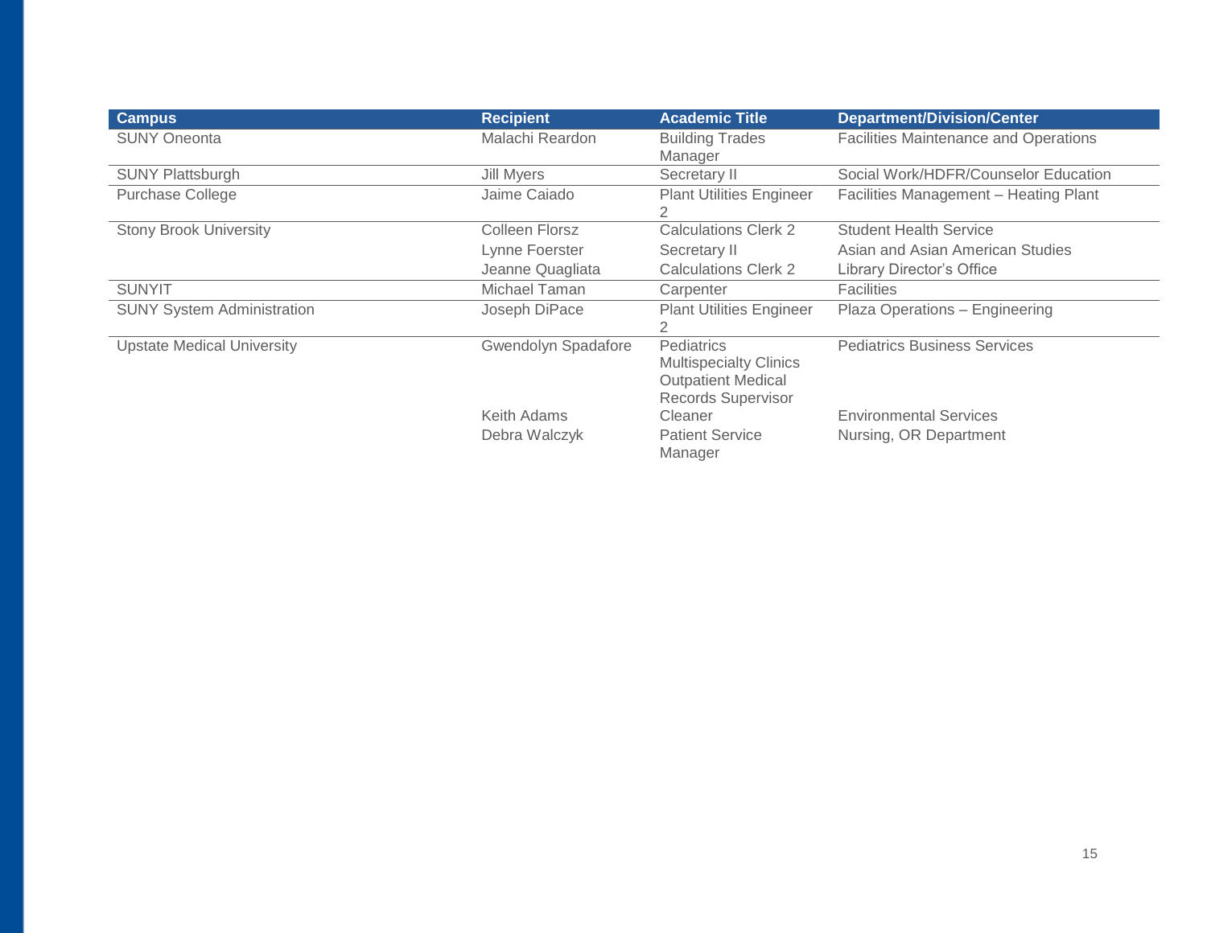| Campus | Recipient | Academic Title | Department/Division/Center |
| --- | --- | --- | --- |
| SUNY Oneonta | Malachi Reardon | Building Trades Manager | Facilities Maintenance and Operations |
| SUNY Plattsburgh | Jill Myers | Secretary II | Social Work/HDFR/Counselor Education |
| Purchase College | Jaime Caiado | Plant Utilities Engineer 2 | Facilities Management – Heating Plant |
| Stony Brook University | Colleen Florsz | Calculations Clerk 2 | Student Health Service |
| | Lynne Foerster | Secretary II | Asian and Asian American Studies |
| | Jeanne Quagliata | Calculations Clerk 2 | Library Director's Office |
| SUNYIT | Michael Taman | Carpenter | Facilities |
| SUNY System Administration | Joseph DiPace | Plant Utilities Engineer 2 | Plaza Operations – Engineering |
| Upstate Medical University | Gwendolyn Spadafore | Pediatrics Multispecialty Clinics Outpatient Medical Records Supervisor | Pediatrics Business Services |
| | Keith Adams | Cleaner | Environmental Services |
| | Debra Walczyk | Patient Service Manager | Nursing, OR Department |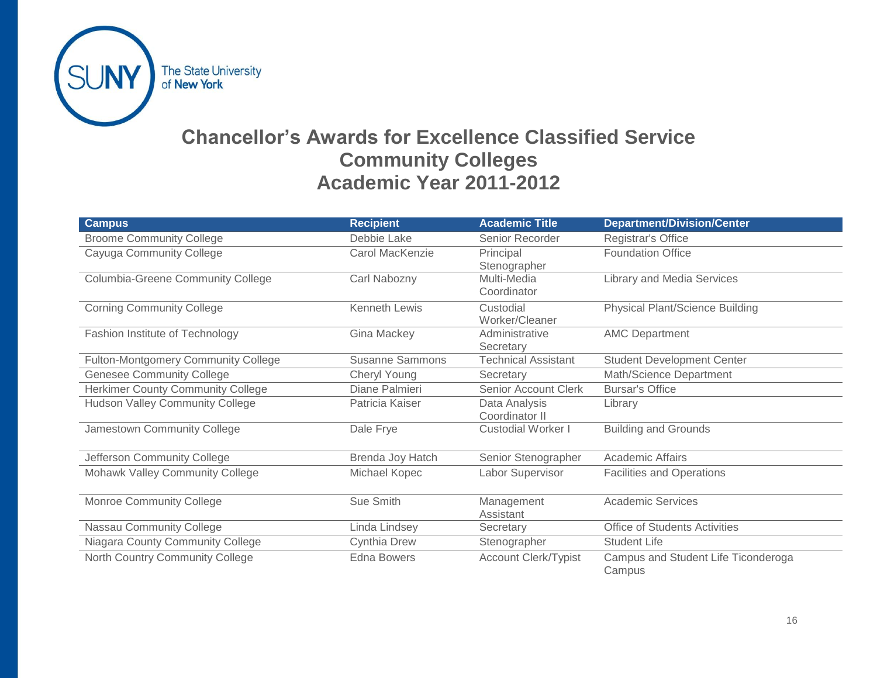# Chancellor's Awards for Excellence Classified Service
# Community Colleges
# Academic Year 2011-2012

| Campus | Recipient | Academic Title | Department/Division/Center |
|---|---|---|---|
| Broome Community College | Debbie Lake | Senior Recorder | Registrar's Office |
| Cayuga Community College | Carol MacKenzie | Principal Stenographer | Foundation Office |
| Columbia-Greene Community College | Carl Nabozny | Multi-Media Coordinator | Library and Media Services |
| Corning Community College | Kenneth Lewis | Custodial Worker/Cleaner | Physical Plant/Science Building |
| Fashion Institute of Technology | Gina Mackey | Administrative Secretary | AMC Department |
| Fulton-Montgomery Community College | Susanne Sammons | Technical Assistant | Student Development Center |
| Genesee Community College | Cheryl Young | Secretary | Math/Science Department |
| Herkimer County Community College | Diane Palmieri | Senior Account Clerk | Bursar's Office |
| Hudson Valley Community College | Patricia Kaiser | Data Analysis Coordinator II | Library |
| Jamestown Community College | Dale Frye | Custodial Worker I | Building and Grounds |
| Jefferson Community College | Brenda Joy Hatch | Senior Stenographer | Academic Affairs |
| Mohawk Valley Community College | Michael Kopec | Labor Supervisor | Facilities and Operations |
| Monroe Community College | Sue Smith | Management Assistant | Academic Services |
| Nassau Community College | Linda Lindsey | Secretary | Office of Students Activities |
| Niagara County Community College | Cynthia Drew | Stenographer | Student Life |
| North Country Community College | Edna Bowers | Account Clerk/Typist | Campus and Student Life Ticonderoga Campus |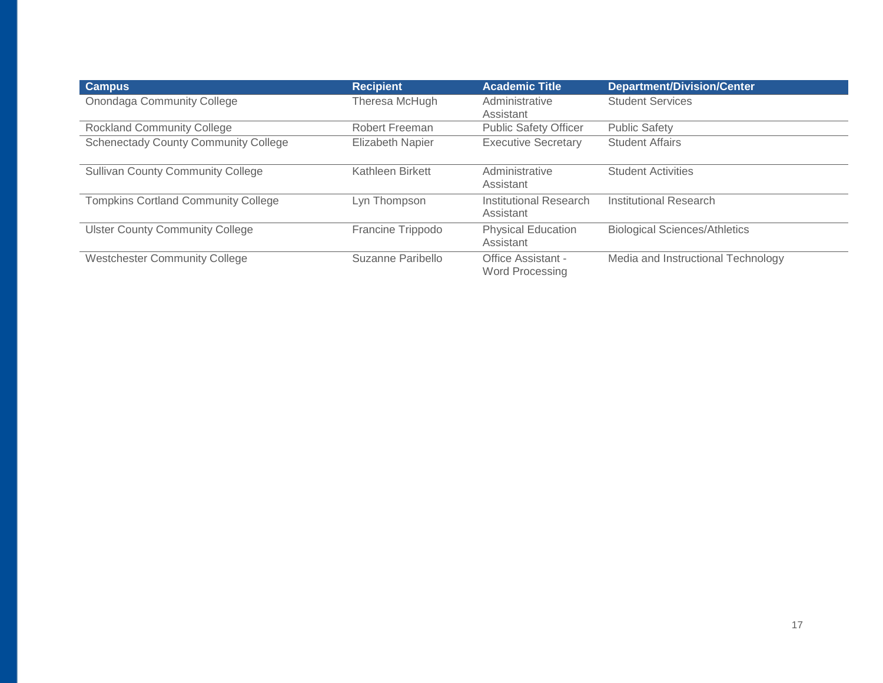| Campus | Recipient | Academic Title | Department/Division/Center |
| --- | --- | --- | --- |
| Onondaga Community College | Theresa McHugh | Administrative Assistant | Student Services |
| Rockland Community College | Robert Freeman | Public Safety Officer | Public Safety |
| Schenectady County Community College | Elizabeth Napier | Executive Secretary | Student Affairs |
| Sullivan County Community College | Kathleen Birkett | Administrative Assistant | Student Activities |
| Tompkins Cortland Community College | Lyn Thompson | Institutional Research Assistant | Institutional Research |
| Ulster County Community College | Francine Trippodo | Physical Education Assistant | Biological Sciences/Athletics |
| Westchester Community College | Suzanne Paribello | Office Assistant - Word Processing | Media and Instructional Technology |